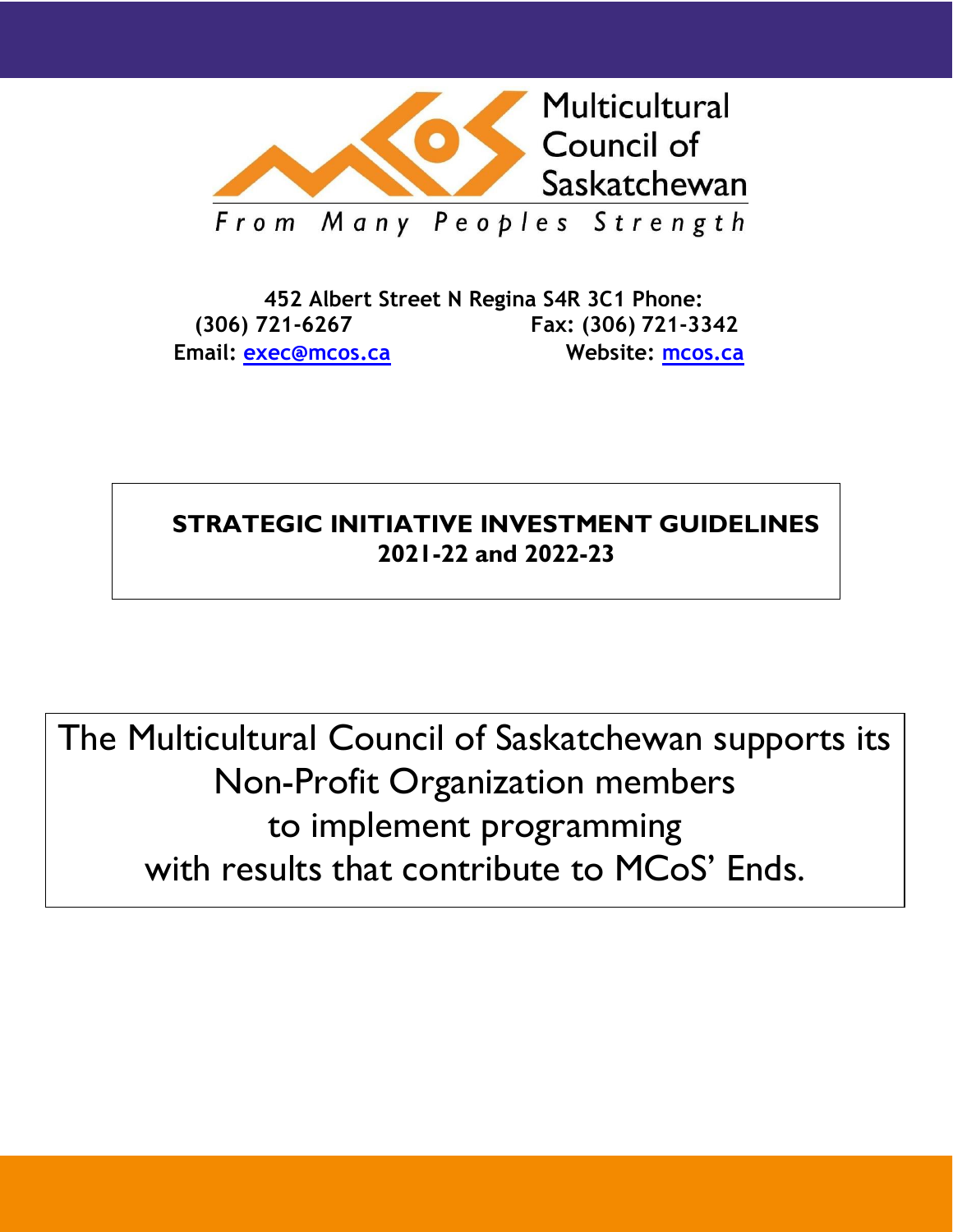Multicultural Council of Saskatchewan

*From Many Peoples Strength*

**452 Albert Street N Regina S4R 3C1 Phone: (306) 721-6267 Fax: (306) 721-3342**
**Email: exec@mcos.ca Website: mcos.ca**

# STRATEGIC INITIATIVE INVESTMENT GUIDELINES 2021-22 and 2022-23

The Multicultural Council of Saskatchewan supports its Non-Profit Organization members to implement programming with results that contribute to MCoS' Ends.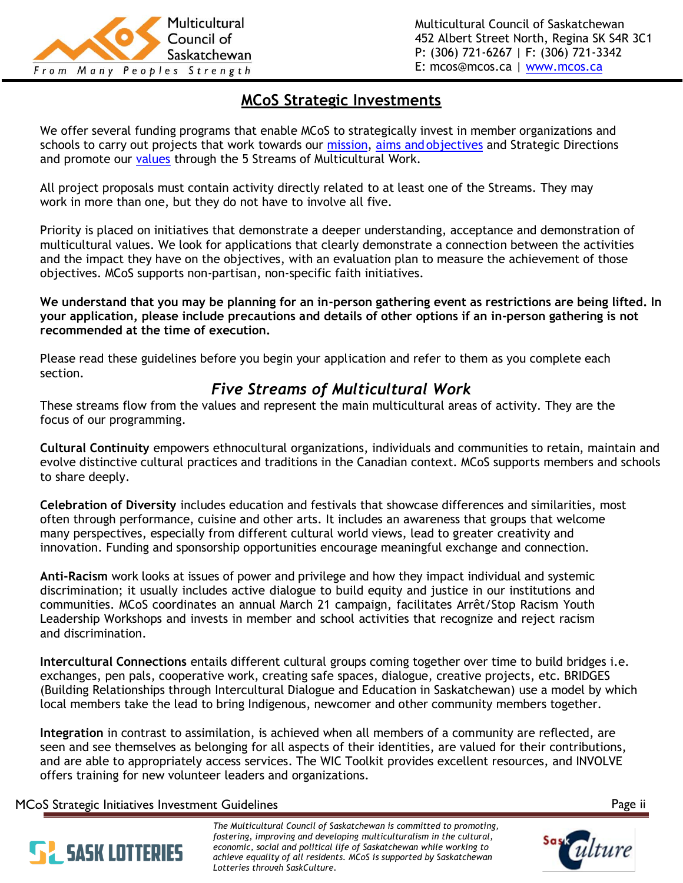## MCoS Strategic Investments

We offer several funding programs that enable MCoS to strategically invest in member organizations and schools to carry out projects that work towards our mission, aims and objectives and Strategic Directions and promote our values through the 5 Streams of Multicultural Work.

All project proposals must contain activity directly related to at least one of the Streams. They may work in more than one, but they do not have to involve all five.

Priority is placed on initiatives that demonstrate a deeper understanding, acceptance and demonstration of multicultural values. We look for applications that clearly demonstrate a connection between the activities and the impact they have on the objectives, with an evaluation plan to measure the achievement of those objectives. MCoS supports non-partisan, non-specific faith initiatives.

**We understand that you may be planning for an in-person gathering event as restrictions are being lifted. In your application, please include precautions and details of other options if an in-person gathering is not recommended at the time of execution.**

Please read these guidelines before you begin your application and refer to them as you complete each section.

### *Five Streams of Multicultural Work*

These streams flow from the values and represent the main multicultural areas of activity. They are the focus of our programming.

**Cultural Continuity** empowers ethnocultural organizations, individuals and communities to retain, maintain and evolve distinctive cultural practices and traditions in the Canadian context. MCoS supports members and schools to share deeply.

**Celebration of Diversity** includes education and festivals that showcase differences and similarities, most often through performance, cuisine and other arts. It includes an awareness that groups that welcome many perspectives, especially from different cultural world views, lead to greater creativity and innovation. Funding and sponsorship opportunities encourage meaningful exchange and connection.

**Anti-Racism** work looks at issues of power and privilege and how they impact individual and systemic discrimination; it usually includes active dialogue to build equity and justice in our institutions and communities. MCoS coordinates an annual March 21 campaign, facilitates Arrêt/Stop Racism Youth Leadership Workshops and invests in member and school activities that recognize and reject racism and discrimination.

**Intercultural Connections** entails different cultural groups coming together over time to build bridges i.e. exchanges, pen pals, cooperative work, creating safe spaces, dialogue, creative projects, etc. BRIDGES (Building Relationships through Intercultural Dialogue and Education in Saskatchewan) use a model by which local members take the lead to bring Indigenous, newcomer and other community members together.

**Integration** in contrast to assimilation, is achieved when all members of a community are reflected, are seen and see themselves as belonging for all aspects of their identities, are valued for their contributions, and are able to appropriately access services. The WIC Toolkit provides excellent resources, and INVOLVE offers training for new volunteer leaders and organizations.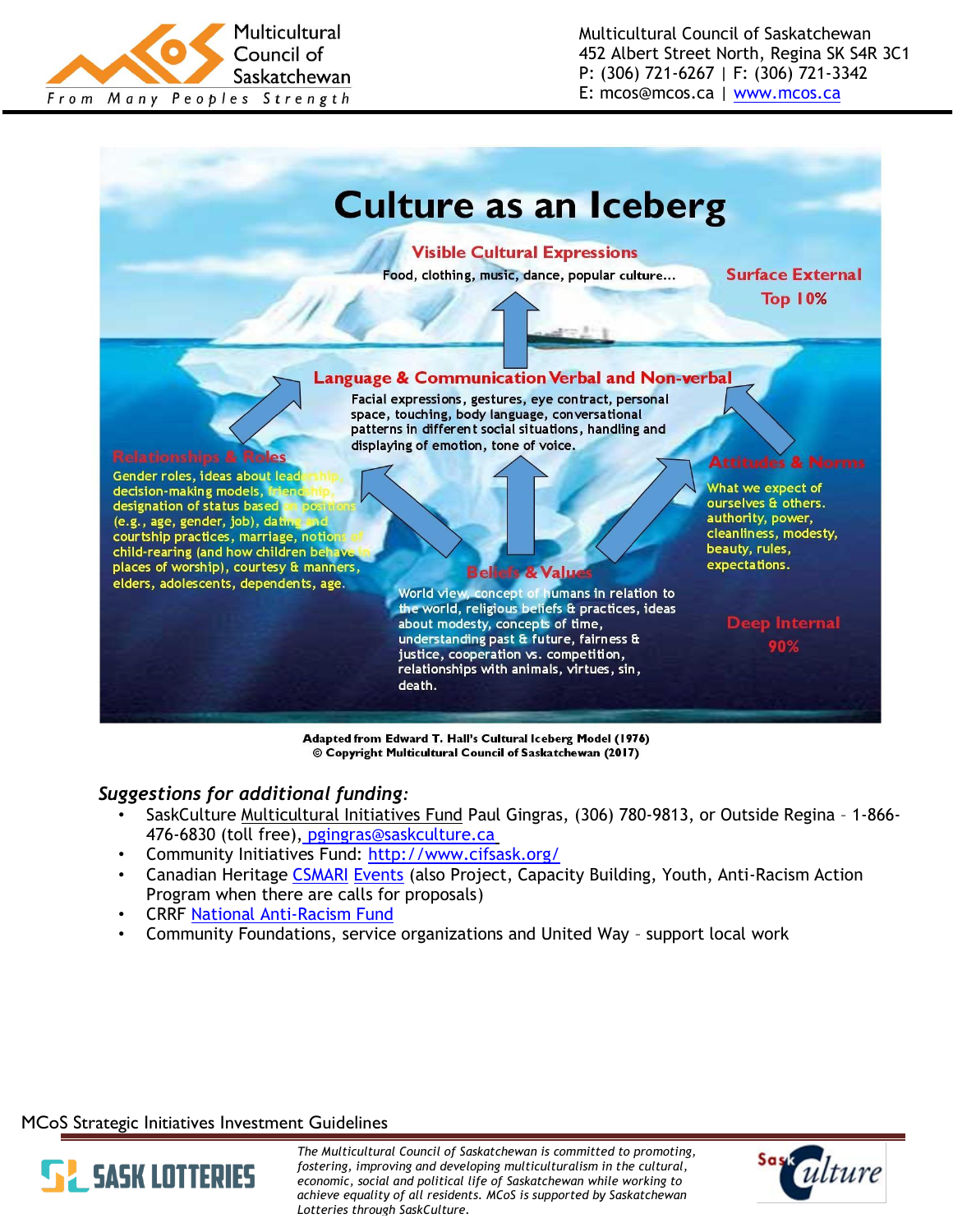# Culture as an Iceberg

**Visible Cultural Expressions**

Food, clothing, music, dance, popular culture...

**Surface External**
**Top 10%**

**Language & Communication Verbal and Non-verbal**

Facial expressions, gestures, eye contract, personal space, touching, body language, conversational patterns in different social situations, handling and displaying of emotion, tone of voice.

**Relationships & Roles**

Gender roles, ideas about leadership, decision-making models, friendship, designation of status based on positions (e.g., age, gender, job), dating and courtship practices, marriage, notions of child-rearing (and how children behave in places of worship), courtesy & manners, elders, adolescents, dependents, age.

**Attitudes & Norms**

What we expect of ourselves & others. authority, power, cleanliness, modesty, beauty, rules, expectations.

**Beliefs & Values**

World view, concept of humans in relation to the world, religious beliefs & practices, ideas about modesty, concepts of time, understanding past & future, fairness & justice, cooperation vs. competition, relationships with animals, virtues, sin, death.

**Deep Internal**
**90%**

Adapted from Edward T. Hall's Cultural Iceberg Model (1976)
© Copyright Multicultural Council of Saskatchewan (2017)

### *Suggestions for additional funding:*

- SaskCulture Multicultural Initiatives Fund Paul Gingras, (306) 780-9813, or Outside Regina – 1-866-476-6830 (toll free), pgingras@saskculture.ca
- Community Initiatives Fund: http://www.cifsask.org/
- Canadian Heritage CSMARI Events (also Project, Capacity Building, Youth, Anti-Racism Action Program when there are calls for proposals)
- CRRF National Anti-Racism Fund
- Community Foundations, service organizations and United Way – support local work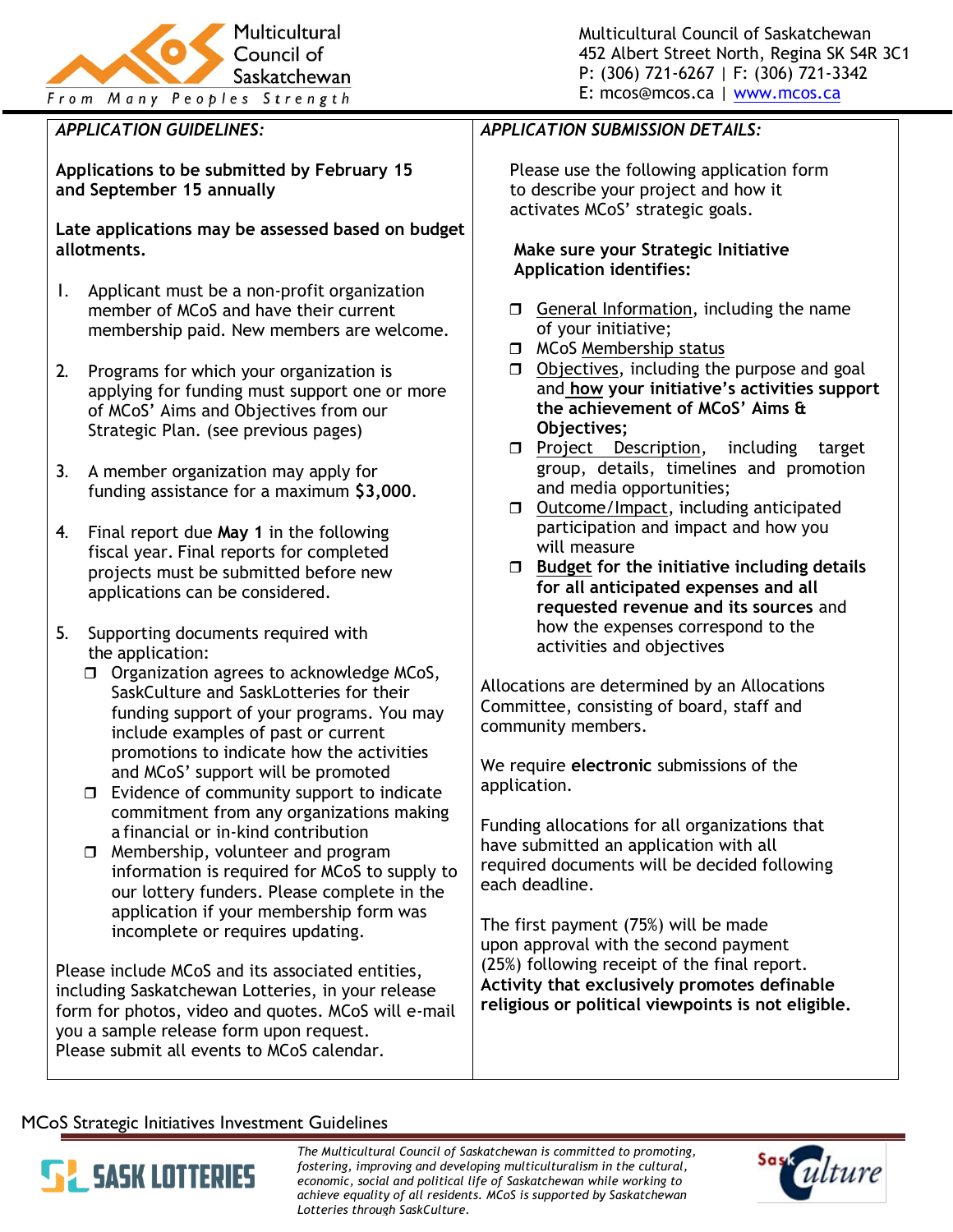Multicultural Council of Saskatchewan

*From Many Peoples Strength*

Multicultural Council of Saskatchewan
452 Albert Street North, Regina SK S4R 3C1
P: (306) 721-6267 | F: (306) 721-3342
E: mcos@mcos.ca | www.mcos.ca

## *APPLICATION GUIDELINES:*

**Applications to be submitted by February 15 and September 15 annually**

**Late applications may be assessed based on budget allotments.**

1. Applicant must be a non-profit organization member of MCoS and have their current membership paid. New members are welcome.

2. Programs for which your organization is applying for funding must support one or more of MCoS' Aims and Objectives from our Strategic Plan. (see previous pages)

3. A member organization may apply for funding assistance for a maximum **$3,000**.

4. Final report due **May 1** in the following fiscal year. Final reports for completed projects must be submitted before new applications can be considered.

5. Supporting documents required with the application:
   - ❐ Organization agrees to acknowledge MCoS, SaskCulture and SaskLotteries for their funding support of your programs. You may include examples of past or current promotions to indicate how the activities and MCoS' support will be promoted
   - ❐ Evidence of community support to indicate commitment from any organizations making a financial or in-kind contribution
   - ❐ Membership, volunteer and program information is required for MCoS to supply to our lottery funders. Please complete in the application if your membership form was incomplete or requires updating.

Please include MCoS and its associated entities, including Saskatchewan Lotteries, in your release form for photos, video and quotes. MCoS will e-mail you a sample release form upon request.
Please submit all events to MCoS calendar.

## *APPLICATION SUBMISSION DETAILS:*

Please use the following application form to describe your project and how it activates MCoS' strategic goals.

**Make sure your Strategic Initiative Application identifies:**

- ❐ General Information, including the name of your initiative;
- ❐ MCoS Membership status
- ❐ Objectives, including the purpose and goal and **how your initiative's activities support the achievement of MCoS' Aims & Objectives;**
- ❐ Project Description, including target group, details, timelines and promotion and media opportunities;
- ❐ Outcome/Impact, including anticipated participation and impact and how you will measure
- ❐ **Budget for the initiative including details for all anticipated expenses and all requested revenue and its sources** and how the expenses correspond to the activities and objectives

Allocations are determined by an Allocations Committee, consisting of board, staff and community members.

We require **electronic** submissions of the application.

Funding allocations for all organizations that have submitted an application with all required documents will be decided following each deadline.

The first payment (75%) will be made upon approval with the second payment (25%) following receipt of the final report.
**Activity that exclusively promotes definable religious or political viewpoints is not eligible.**

MCoS Strategic Initiatives Investment Guidelines

SASK LOTTERIES

*The Multicultural Council of Saskatchewan is committed to promoting, fostering, improving and developing multiculturalism in the cultural, economic, social and political life of Saskatchewan while working to achieve equality of all residents. MCoS is supported by Saskatchewan Lotteries through SaskCulture.*

SaskCulture